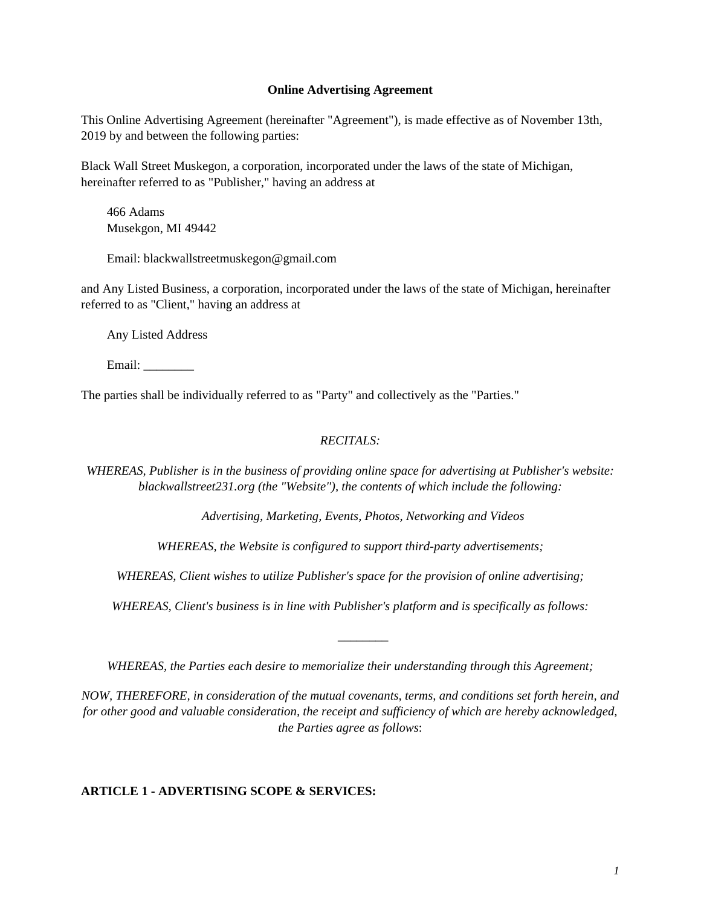**Online Advertising Agreement**

This Online Advertising Agreement (hereinafter "Agreement"), is made effective as of November 13th, 2019 by and between the following parties:

Black Wall Street Muskegon, a corporation, incorporated under the laws of the state of Michigan, hereinafter referred to as "Publisher," having an address at

> 466 Adams
> Musekgon, MI 49442
>
> Email: blackwallstreetmuskegon@gmail.com

and Any Listed Business, a corporation, incorporated under the laws of the state of Michigan, hereinafter referred to as "Client," having an address at

> Any Listed Address
>
> Email: ________

The parties shall be individually referred to as "Party" and collectively as the "Parties."

*RECITALS:*

*WHEREAS, Publisher is in the business of providing online space for advertising at Publisher's website: blackwallstreet231.org (the "Website"), the contents of which include the following:*

*Advertising, Marketing, Events, Photos, Networking and Videos*

*WHEREAS, the Website is configured to support third-party advertisements;*

*WHEREAS, Client wishes to utilize Publisher's space for the provision of online advertising;*

*WHEREAS, Client's business is in line with Publisher's platform and is specifically as follows:*

________

*WHEREAS, the Parties each desire to memorialize their understanding through this Agreement;*

*NOW, THEREFORE, in consideration of the mutual covenants, terms, and conditions set forth herein, and for other good and valuable consideration, the receipt and sufficiency of which are hereby acknowledged, the Parties agree as follows*:

**ARTICLE 1 - ADVERTISING SCOPE & SERVICES:**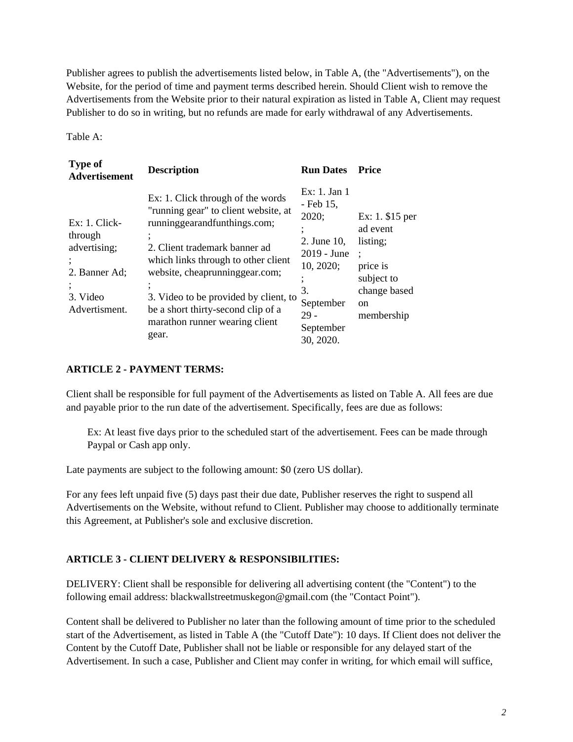Publisher agrees to publish the advertisements listed below, in Table A, (the "Advertisements"), on the Website, for the period of time and payment terms described herein. Should Client wish to remove the Advertisements from the Website prior to their natural expiration as listed in Table A, Client may request Publisher to do so in writing, but no refunds are made for early withdrawal of any Advertisements.

Table A:

| Type of Advertisement | Description | Run Dates | Price |
|---|---|---|---|
| Ex: 1. Click-through advertising; ; 2. Banner Ad; ; 3. Video Advertisment. | Ex: 1. Click through of the words "running gear" to client website, at runninggearandfunthings.com; ; 2. Client trademark banner ad which links through to other client website, cheaprunninggear.com; ; 3. Video to be provided by client, to be a short thirty-second clip of a marathon runner wearing client gear. | Ex: 1. Jan 1 - Feb 15, 2020; ; 2. June 10, 2019 - June 10, 2020; ; 3. September 29 - September 30, 2020. | Ex: 1. $15 per ad event listing; ; price is subject to change based on membership |

**ARTICLE 2 - PAYMENT TERMS:**

Client shall be responsible for full payment of the Advertisements as listed on Table A. All fees are due and payable prior to the run date of the advertisement. Specifically, fees are due as follows:

> Ex: At least five days prior to the scheduled start of the advertisement. Fees can be made through Paypal or Cash app only.

Late payments are subject to the following amount: $0 (zero US dollar).

For any fees left unpaid five (5) days past their due date, Publisher reserves the right to suspend all Advertisements on the Website, without refund to Client. Publisher may choose to additionally terminate this Agreement, at Publisher's sole and exclusive discretion.

**ARTICLE 3 - CLIENT DELIVERY & RESPONSIBILITIES:**

DELIVERY: Client shall be responsible for delivering all advertising content (the "Content") to the following email address: blackwallstreetmuskegon@gmail.com (the "Contact Point").

Content shall be delivered to Publisher no later than the following amount of time prior to the scheduled start of the Advertisement, as listed in Table A (the "Cutoff Date"): 10 days. If Client does not deliver the Content by the Cutoff Date, Publisher shall not be liable or responsible for any delayed start of the Advertisement. In such a case, Publisher and Client may confer in writing, for which email will suffice,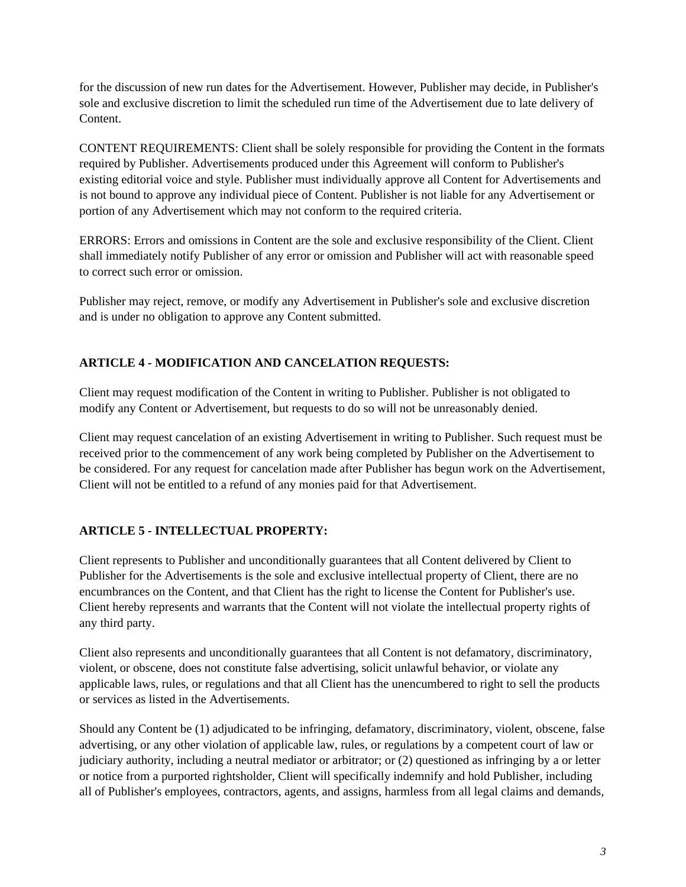for the discussion of new run dates for the Advertisement. However, Publisher may decide, in Publisher's sole and exclusive discretion to limit the scheduled run time of the Advertisement due to late delivery of Content.

CONTENT REQUIREMENTS: Client shall be solely responsible for providing the Content in the formats required by Publisher. Advertisements produced under this Agreement will conform to Publisher's existing editorial voice and style. Publisher must individually approve all Content for Advertisements and is not bound to approve any individual piece of Content. Publisher is not liable for any Advertisement or portion of any Advertisement which may not conform to the required criteria.

ERRORS: Errors and omissions in Content are the sole and exclusive responsibility of the Client. Client shall immediately notify Publisher of any error or omission and Publisher will act with reasonable speed to correct such error or omission.

Publisher may reject, remove, or modify any Advertisement in Publisher's sole and exclusive discretion and is under no obligation to approve any Content submitted.

**ARTICLE 4 - MODIFICATION AND CANCELATION REQUESTS:**

Client may request modification of the Content in writing to Publisher. Publisher is not obligated to modify any Content or Advertisement, but requests to do so will not be unreasonably denied.

Client may request cancelation of an existing Advertisement in writing to Publisher. Such request must be received prior to the commencement of any work being completed by Publisher on the Advertisement to be considered. For any request for cancelation made after Publisher has begun work on the Advertisement, Client will not be entitled to a refund of any monies paid for that Advertisement.

**ARTICLE 5 - INTELLECTUAL PROPERTY:**

Client represents to Publisher and unconditionally guarantees that all Content delivered by Client to Publisher for the Advertisements is the sole and exclusive intellectual property of Client, there are no encumbrances on the Content, and that Client has the right to license the Content for Publisher's use. Client hereby represents and warrants that the Content will not violate the intellectual property rights of any third party.

Client also represents and unconditionally guarantees that all Content is not defamatory, discriminatory, violent, or obscene, does not constitute false advertising, solicit unlawful behavior, or violate any applicable laws, rules, or regulations and that all Client has the unencumbered to right to sell the products or services as listed in the Advertisements.

Should any Content be (1) adjudicated to be infringing, defamatory, discriminatory, violent, obscene, false advertising, or any other violation of applicable law, rules, or regulations by a competent court of law or judiciary authority, including a neutral mediator or arbitrator; or (2) questioned as infringing by a or letter or notice from a purported rightsholder, Client will specifically indemnify and hold Publisher, including all of Publisher's employees, contractors, agents, and assigns, harmless from all legal claims and demands,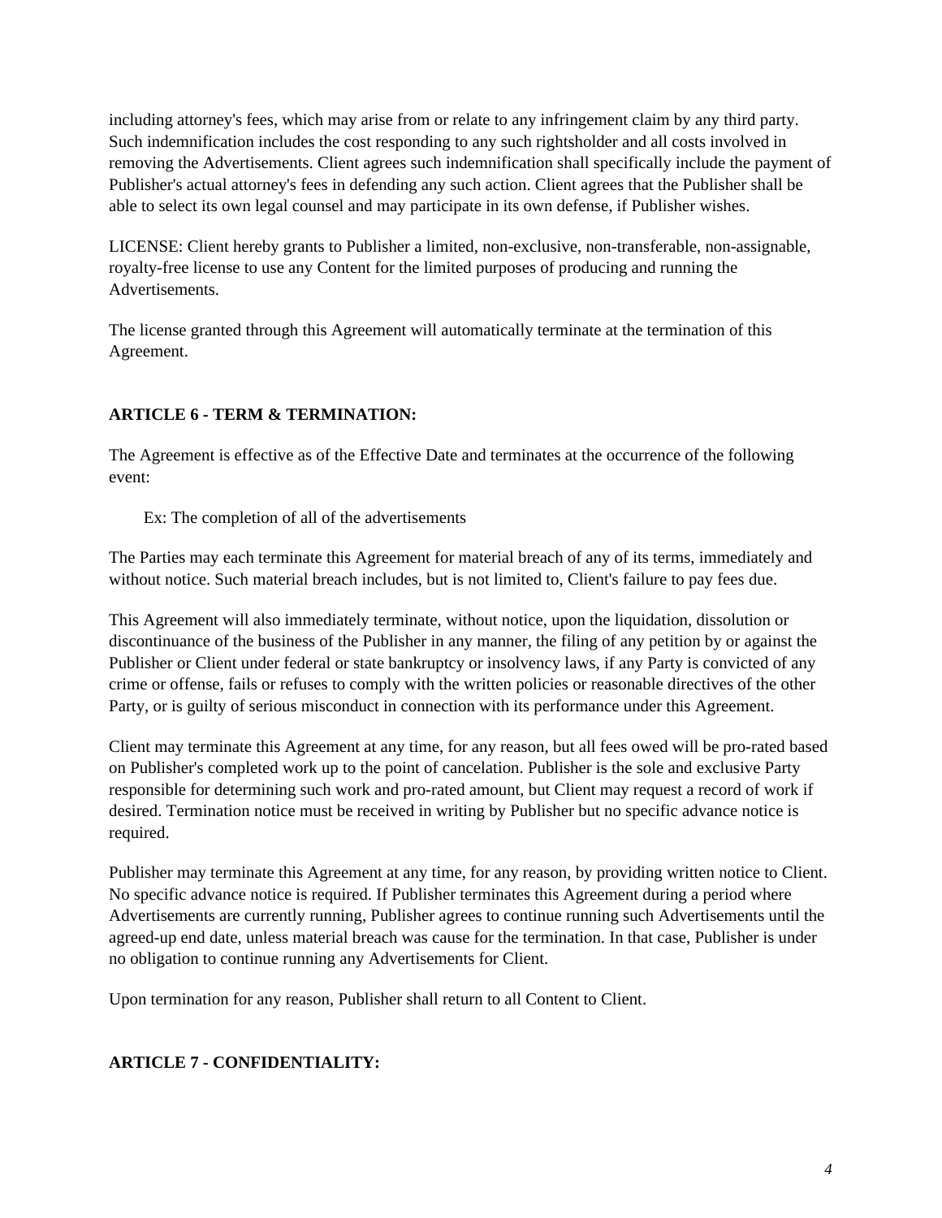including attorney's fees, which may arise from or relate to any infringement claim by any third party. Such indemnification includes the cost responding to any such rightsholder and all costs involved in removing the Advertisements. Client agrees such indemnification shall specifically include the payment of Publisher's actual attorney's fees in defending any such action. Client agrees that the Publisher shall be able to select its own legal counsel and may participate in its own defense, if Publisher wishes.

LICENSE: Client hereby grants to Publisher a limited, non-exclusive, non-transferable, non-assignable, royalty-free license to use any Content for the limited purposes of producing and running the Advertisements.

The license granted through this Agreement will automatically terminate at the termination of this Agreement.

**ARTICLE 6 - TERM & TERMINATION:**

The Agreement is effective as of the Effective Date and terminates at the occurrence of the following event:

Ex: The completion of all of the advertisements

The Parties may each terminate this Agreement for material breach of any of its terms, immediately and without notice. Such material breach includes, but is not limited to, Client's failure to pay fees due.

This Agreement will also immediately terminate, without notice, upon the liquidation, dissolution or discontinuance of the business of the Publisher in any manner, the filing of any petition by or against the Publisher or Client under federal or state bankruptcy or insolvency laws, if any Party is convicted of any crime or offense, fails or refuses to comply with the written policies or reasonable directives of the other Party, or is guilty of serious misconduct in connection with its performance under this Agreement.

Client may terminate this Agreement at any time, for any reason, but all fees owed will be pro-rated based on Publisher's completed work up to the point of cancelation. Publisher is the sole and exclusive Party responsible for determining such work and pro-rated amount, but Client may request a record of work if desired. Termination notice must be received in writing by Publisher but no specific advance notice is required.

Publisher may terminate this Agreement at any time, for any reason, by providing written notice to Client. No specific advance notice is required. If Publisher terminates this Agreement during a period where Advertisements are currently running, Publisher agrees to continue running such Advertisements until the agreed-up end date, unless material breach was cause for the termination. In that case, Publisher is under no obligation to continue running any Advertisements for Client.

Upon termination for any reason, Publisher shall return to all Content to Client.

**ARTICLE 7 - CONFIDENTIALITY:**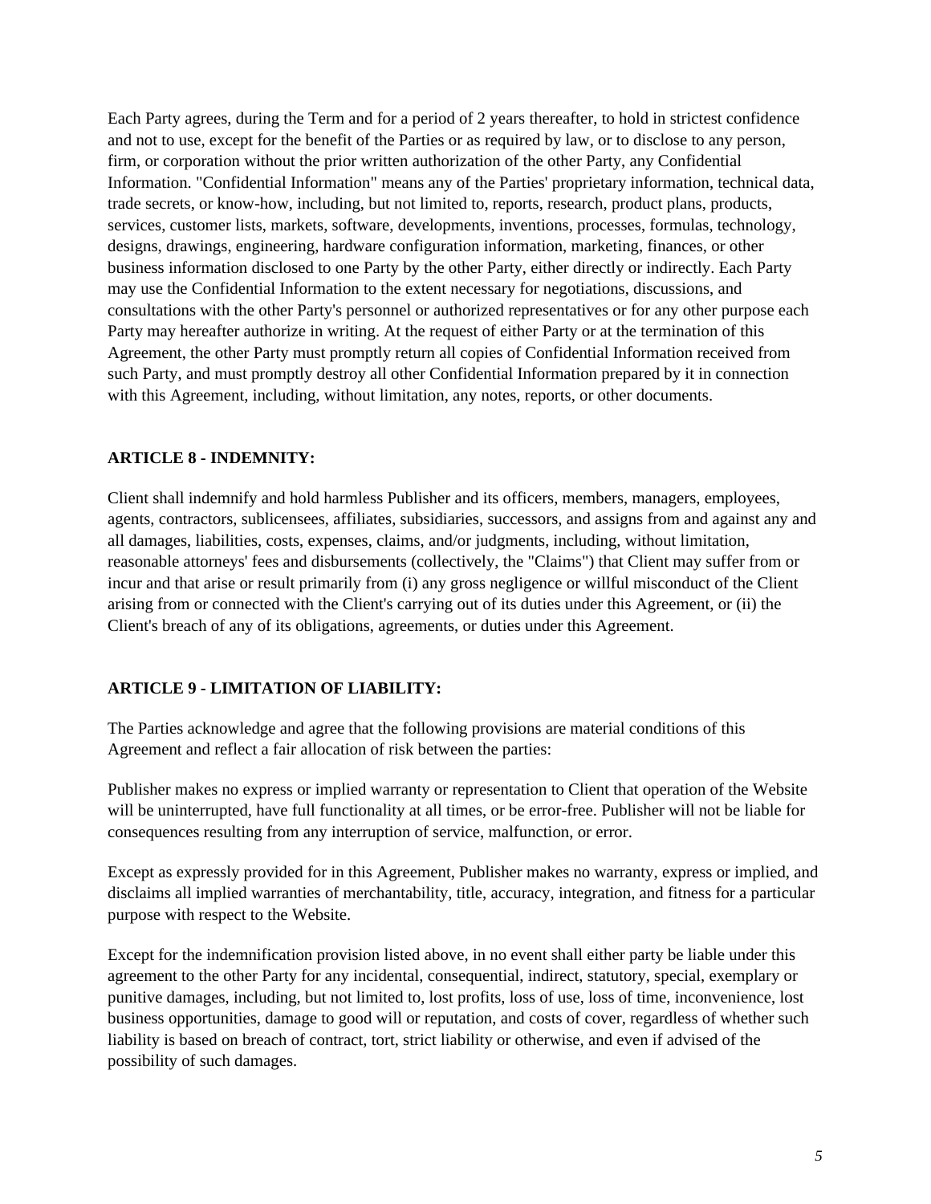Each Party agrees, during the Term and for a period of 2 years thereafter, to hold in strictest confidence and not to use, except for the benefit of the Parties or as required by law, or to disclose to any person, firm, or corporation without the prior written authorization of the other Party, any Confidential Information. "Confidential Information" means any of the Parties' proprietary information, technical data, trade secrets, or know-how, including, but not limited to, reports, research, product plans, products, services, customer lists, markets, software, developments, inventions, processes, formulas, technology, designs, drawings, engineering, hardware configuration information, marketing, finances, or other business information disclosed to one Party by the other Party, either directly or indirectly. Each Party may use the Confidential Information to the extent necessary for negotiations, discussions, and consultations with the other Party's personnel or authorized representatives or for any other purpose each Party may hereafter authorize in writing. At the request of either Party or at the termination of this Agreement, the other Party must promptly return all copies of Confidential Information received from such Party, and must promptly destroy all other Confidential Information prepared by it in connection with this Agreement, including, without limitation, any notes, reports, or other documents.

**ARTICLE 8 - INDEMNITY:**

Client shall indemnify and hold harmless Publisher and its officers, members, managers, employees, agents, contractors, sublicensees, affiliates, subsidiaries, successors, and assigns from and against any and all damages, liabilities, costs, expenses, claims, and/or judgments, including, without limitation, reasonable attorneys' fees and disbursements (collectively, the "Claims") that Client may suffer from or incur and that arise or result primarily from (i) any gross negligence or willful misconduct of the Client arising from or connected with the Client's carrying out of its duties under this Agreement, or (ii) the Client's breach of any of its obligations, agreements, or duties under this Agreement.

**ARTICLE 9 - LIMITATION OF LIABILITY:**

The Parties acknowledge and agree that the following provisions are material conditions of this Agreement and reflect a fair allocation of risk between the parties:

Publisher makes no express or implied warranty or representation to Client that operation of the Website will be uninterrupted, have full functionality at all times, or be error-free. Publisher will not be liable for consequences resulting from any interruption of service, malfunction, or error.

Except as expressly provided for in this Agreement, Publisher makes no warranty, express or implied, and disclaims all implied warranties of merchantability, title, accuracy, integration, and fitness for a particular purpose with respect to the Website.

Except for the indemnification provision listed above, in no event shall either party be liable under this agreement to the other Party for any incidental, consequential, indirect, statutory, special, exemplary or punitive damages, including, but not limited to, lost profits, loss of use, loss of time, inconvenience, lost business opportunities, damage to good will or reputation, and costs of cover, regardless of whether such liability is based on breach of contract, tort, strict liability or otherwise, and even if advised of the possibility of such damages.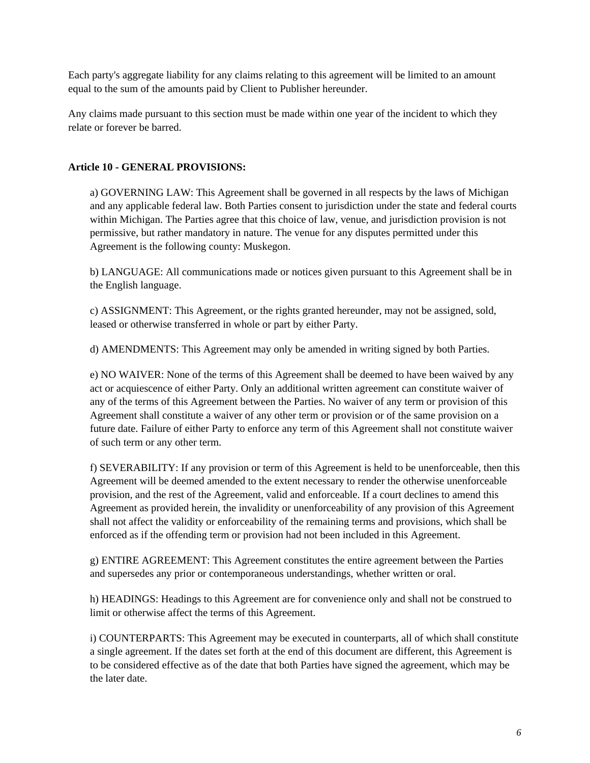Each party's aggregate liability for any claims relating to this agreement will be limited to an amount equal to the sum of the amounts paid by Client to Publisher hereunder.

Any claims made pursuant to this section must be made within one year of the incident to which they relate or forever be barred.

**Article 10 - GENERAL PROVISIONS:**

a) GOVERNING LAW: This Agreement shall be governed in all respects by the laws of Michigan and any applicable federal law. Both Parties consent to jurisdiction under the state and federal courts within Michigan. The Parties agree that this choice of law, venue, and jurisdiction provision is not permissive, but rather mandatory in nature. The venue for any disputes permitted under this Agreement is the following county: Muskegon.

b) LANGUAGE: All communications made or notices given pursuant to this Agreement shall be in the English language.

c) ASSIGNMENT: This Agreement, or the rights granted hereunder, may not be assigned, sold, leased or otherwise transferred in whole or part by either Party.

d) AMENDMENTS: This Agreement may only be amended in writing signed by both Parties.

e) NO WAIVER: None of the terms of this Agreement shall be deemed to have been waived by any act or acquiescence of either Party. Only an additional written agreement can constitute waiver of any of the terms of this Agreement between the Parties. No waiver of any term or provision of this Agreement shall constitute a waiver of any other term or provision or of the same provision on a future date. Failure of either Party to enforce any term of this Agreement shall not constitute waiver of such term or any other term.

f) SEVERABILITY: If any provision or term of this Agreement is held to be unenforceable, then this Agreement will be deemed amended to the extent necessary to render the otherwise unenforceable provision, and the rest of the Agreement, valid and enforceable. If a court declines to amend this Agreement as provided herein, the invalidity or unenforceability of any provision of this Agreement shall not affect the validity or enforceability of the remaining terms and provisions, which shall be enforced as if the offending term or provision had not been included in this Agreement.

g) ENTIRE AGREEMENT: This Agreement constitutes the entire agreement between the Parties and supersedes any prior or contemporaneous understandings, whether written or oral.

h) HEADINGS: Headings to this Agreement are for convenience only and shall not be construed to limit or otherwise affect the terms of this Agreement.

i) COUNTERPARTS: This Agreement may be executed in counterparts, all of which shall constitute a single agreement. If the dates set forth at the end of this document are different, this Agreement is to be considered effective as of the date that both Parties have signed the agreement, which may be the later date.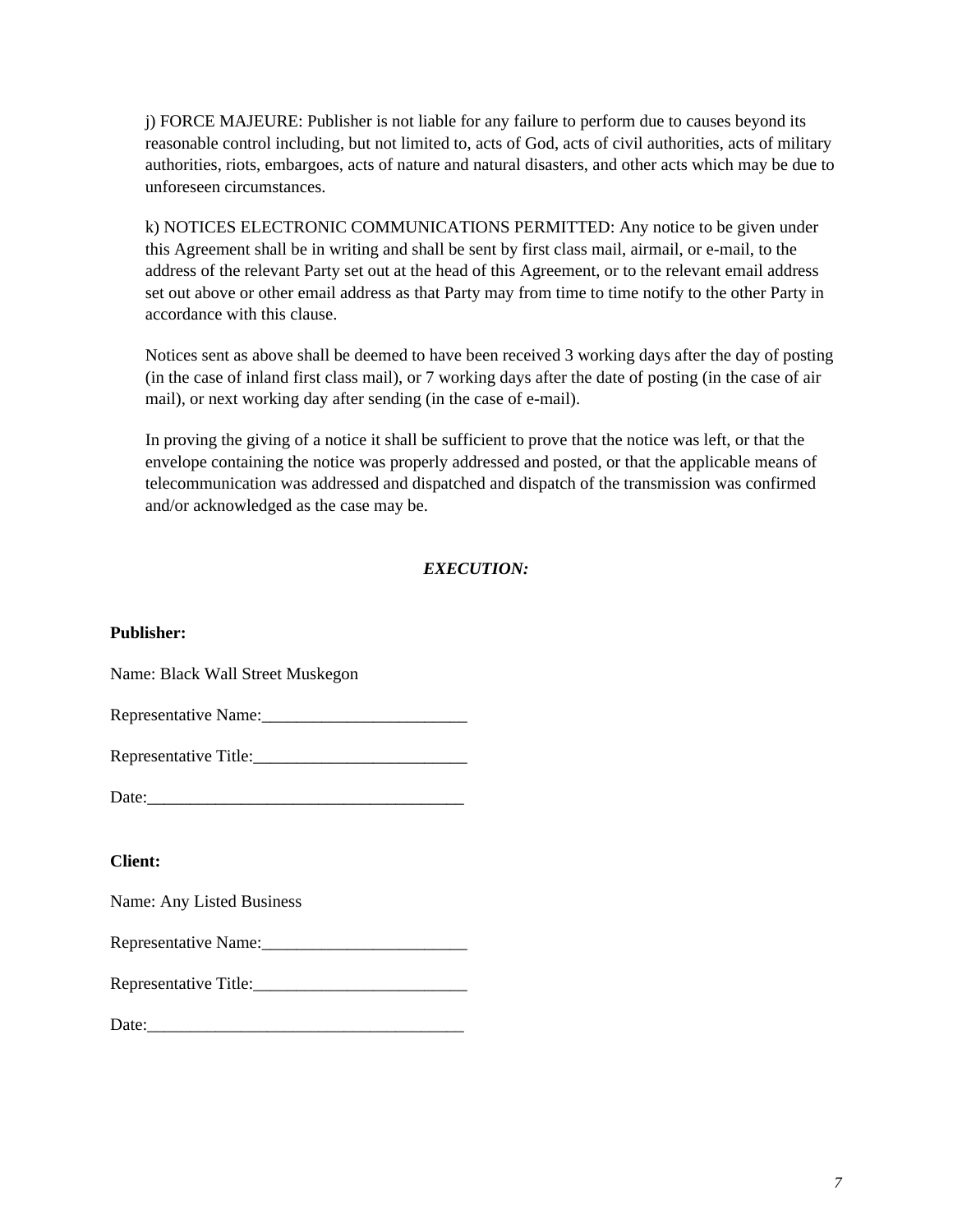j) FORCE MAJEURE: Publisher is not liable for any failure to perform due to causes beyond its reasonable control including, but not limited to, acts of God, acts of civil authorities, acts of military authorities, riots, embargoes, acts of nature and natural disasters, and other acts which may be due to unforeseen circumstances.

k) NOTICES ELECTRONIC COMMUNICATIONS PERMITTED: Any notice to be given under this Agreement shall be in writing and shall be sent by first class mail, airmail, or e-mail, to the address of the relevant Party set out at the head of this Agreement, or to the relevant email address set out above or other email address as that Party may from time to time notify to the other Party in accordance with this clause.

Notices sent as above shall be deemed to have been received 3 working days after the day of posting (in the case of inland first class mail), or 7 working days after the date of posting (in the case of air mail), or next working day after sending (in the case of e-mail).

In proving the giving of a notice it shall be sufficient to prove that the notice was left, or that the envelope containing the notice was properly addressed and posted, or that the applicable means of telecommunication was addressed and dispatched and dispatch of the transmission was confirmed and/or acknowledged as the case may be.

***EXECUTION:***

**Publisher:**

Name: Black Wall Street Muskegon

Representative Name:________________________

Representative Title:_________________________

Date:_____________________________________

**Client:**

Name: Any Listed Business

Representative Name:________________________

Representative Title:_________________________

Date:_____________________________________